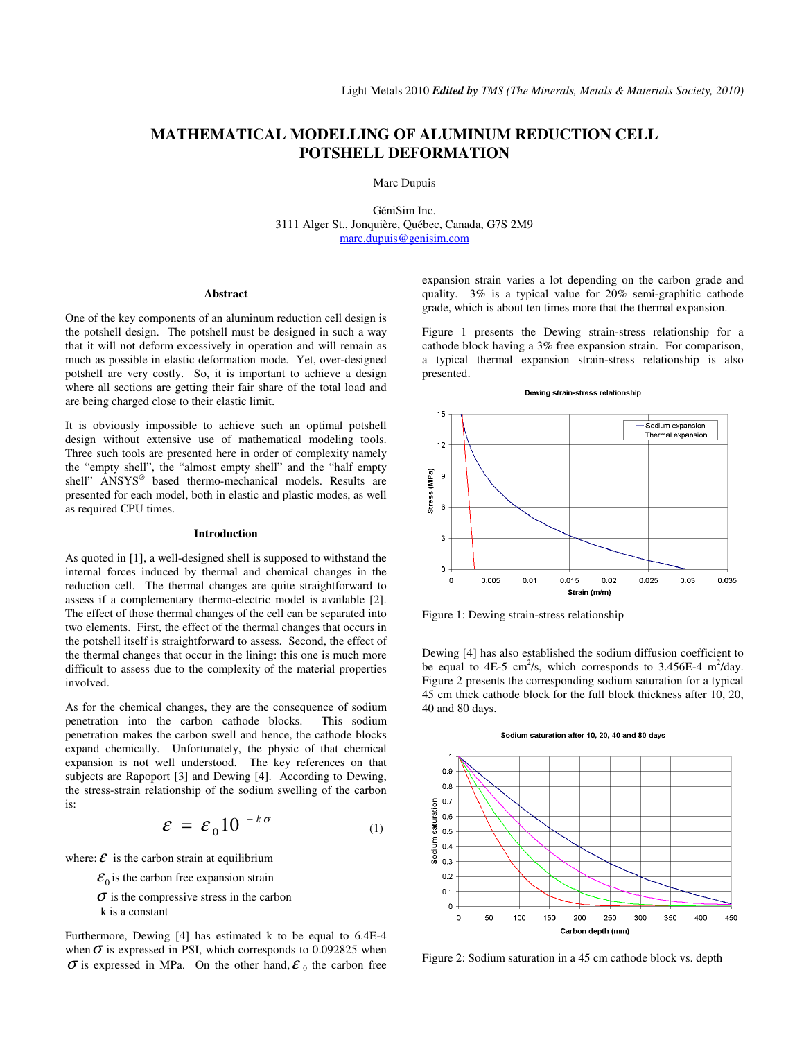# MATHEMATICAL MODELLING OF ALUMINUM REDUCTION CELL POTSHELL DEFORMATION

Marc Dupuis

GéniSim Inc.
3111 Alger St., Jonquière, Québec, Canada, G7S 2M9
marc.dupuis@genisim.com

## Abstract

One of the key components of an aluminum reduction cell design is the potshell design. The potshell must be designed in such a way that it will not deform excessively in operation and will remain as much as possible in elastic deformation mode. Yet, over-designed potshell are very costly. So, it is important to achieve a design where all sections are getting their fair share of the total load and are being charged close to their elastic limit.

It is obviously impossible to achieve such an optimal potshell design without extensive use of mathematical modeling tools. Three such tools are presented here in order of complexity namely the "empty shell", the "almost empty shell" and the "half empty shell" ANSYS® based thermo-mechanical models. Results are presented for each model, both in elastic and plastic modes, as well as required CPU times.

## Introduction

As quoted in [1], a well-designed shell is supposed to withstand the internal forces induced by thermal and chemical changes in the reduction cell. The thermal changes are quite straightforward to assess if a complementary thermo-electric model is available [2]. The effect of those thermal changes of the cell can be separated into two elements. First, the effect of the thermal changes that occurs in the potshell itself is straightforward to assess. Second, the effect of the thermal changes that occur in the lining: this one is much more difficult to assess due to the complexity of the material properties involved.

As for the chemical changes, they are the consequence of sodium penetration into the carbon cathode blocks. This sodium penetration makes the carbon swell and hence, the cathode blocks expand chemically. Unfortunately, the physic of that chemical expansion is not well understood. The key references on that subjects are Rapoport [3] and Dewing [4]. According to Dewing, the stress-strain relationship of the sodium swelling of the carbon is:

$$\varepsilon = \varepsilon_0 10^{-k\sigma} \tag{1}$$

where: $\varepsilon$ is the carbon strain at equilibrium

$\varepsilon_0$ is the carbon free expansion strain

$\sigma$ is the compressive stress in the carbon

k is a constant

Furthermore, Dewing [4] has estimated k to be equal to 6.4E-4 when $\sigma$ is expressed in PSI, which corresponds to 0.092825 when $\sigma$ is expressed in MPa. On the other hand, $\varepsilon_0$ the carbon free expansion strain varies a lot depending on the carbon grade and quality. 3% is a typical value for 20% semi-graphitic cathode grade, which is about ten times more that the thermal expansion.

Figure 1 presents the Dewing strain-stress relationship for a cathode block having a 3% free expansion strain. For comparison, a typical thermal expansion strain-stress relationship is also presented.

Figure 1: Dewing strain-stress relationship

Dewing [4] has also established the sodium diffusion coefficient to be equal to 4E-5 $cm^2$/s, which corresponds to 3.456E-4 $m^2$/day. Figure 2 presents the corresponding sodium saturation for a typical 45 cm thick cathode block for the full block thickness after 10, 20, 40 and 80 days.

Figure 2: Sodium saturation in a 45 cm cathode block vs. depth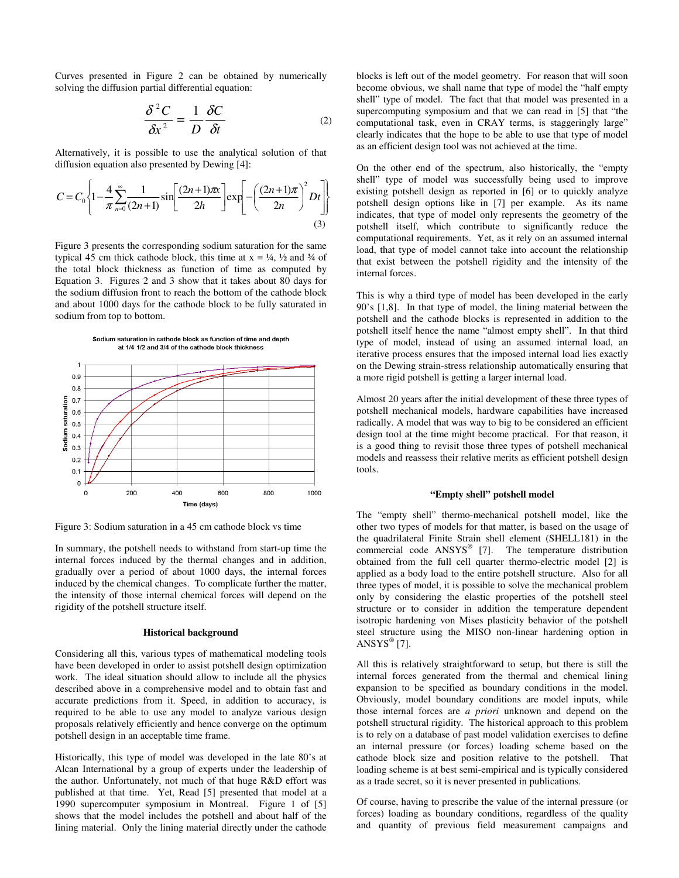Curves presented in Figure 2 can be obtained by numerically solving the diffusion partial differential equation:

$$\frac{\delta^2 C}{\delta x^2} = \frac{1}{D}\frac{\delta C}{\delta t} \tag{2}$$

Alternatively, it is possible to use the analytical solution of that diffusion equation also presented by Dewing [4]:

$$C = C_0\left\{1 - \frac{4}{\pi}\sum_{n=0}^{\infty}\frac{1}{(2n+1)}\sin\left[\frac{(2n+1)\pi x}{2h}\right]\exp\left[-\left(\frac{(2n+1)\pi}{2n}\right)^2 Dt\right]\right\} \tag{3}$$

Figure 3 presents the corresponding sodium saturation for the same typical 45 cm thick cathode block, this time at x = ¼, ½ and ¾ of the total block thickness as function of time as computed by Equation 3. Figures 2 and 3 show that it takes about 80 days for the sodium diffusion front to reach the bottom of the cathode block and about 1000 days for the cathode block to be fully saturated in sodium from top to bottom.

Figure 3: Sodium saturation in a 45 cm cathode block vs time

In summary, the potshell needs to withstand from start-up time the internal forces induced by the thermal changes and in addition, gradually over a period of about 1000 days, the internal forces induced by the chemical changes. To complicate further the matter, the intensity of those internal chemical forces will depend on the rigidity of the potshell structure itself.

## Historical background

Considering all this, various types of mathematical modeling tools have been developed in order to assist potshell design optimization work. The ideal situation should allow to include all the physics described above in a comprehensive model and to obtain fast and accurate predictions from it. Speed, in addition to accuracy, is required to be able to use any model to analyze various design proposals relatively efficiently and hence converge on the optimum potshell design in an acceptable time frame.

Historically, this type of model was developed in the late 80's at Alcan International by a group of experts under the leadership of the author. Unfortunately, not much of that huge R&D effort was published at that time. Yet, Read [5] presented that model at a 1990 supercomputer symposium in Montreal. Figure 1 of [5] shows that the model includes the potshell and about half of the lining material. Only the lining material directly under the cathode blocks is left out of the model geometry. For reason that will soon become obvious, we shall name that type of model the "half empty shell" type of model. The fact that that model was presented in a supercomputing symposium and that we can read in [5] that "the computational task, even in CRAY terms, is staggeringly large" clearly indicates that the hope to be able to use that type of model as an efficient design tool was not achieved at the time.

On the other end of the spectrum, also historically, the "empty shell" type of model was successfully being used to improve existing potshell design as reported in [6] or to quickly analyze potshell design options like in [7] per example. As its name indicates, that type of model only represents the geometry of the potshell itself, which contribute to significantly reduce the computational requirements. Yet, as it rely on an assumed internal load, that type of model cannot take into account the relationship that exist between the potshell rigidity and the intensity of the internal forces.

This is why a third type of model has been developed in the early 90's [1,8]. In that type of model, the lining material between the potshell and the cathode blocks is represented in addition to the potshell itself hence the name "almost empty shell". In that third type of model, instead of using an assumed internal load, an iterative process ensures that the imposed internal load lies exactly on the Dewing strain-stress relationship automatically ensuring that a more rigid potshell is getting a larger internal load.

Almost 20 years after the initial development of these three types of potshell mechanical models, hardware capabilities have increased radically. A model that was way to big to be considered an efficient design tool at the time might become practical. For that reason, it is a good thing to revisit those three types of potshell mechanical models and reassess their relative merits as efficient potshell design tools.

## "Empty shell" potshell model

The "empty shell" thermo-mechanical potshell model, like the other two types of models for that matter, is based on the usage of the quadrilateral Finite Strain shell element (SHELL181) in the commercial code ANSYS® [7]. The temperature distribution obtained from the full cell quarter thermo-electric model [2] is applied as a body load to the entire potshell structure. Also for all three types of model, it is possible to solve the mechanical problem only by considering the elastic properties of the potshell steel structure or to consider in addition the temperature dependent isotropic hardening von Mises plasticity behavior of the potshell steel structure using the MISO non-linear hardening option in ANSYS® [7].

All this is relatively straightforward to setup, but there is still the internal forces generated from the thermal and chemical lining expansion to be specified as boundary conditions in the model. Obviously, model boundary conditions are model inputs, while those internal forces are *a priori* unknown and depend on the potshell structural rigidity. The historical approach to this problem is to rely on a database of past model validation exercises to define an internal pressure (or forces) loading scheme based on the cathode block size and position relative to the potshell. That loading scheme is at best semi-empirical and is typically considered as a trade secret, so it is never presented in publications.

Of course, having to prescribe the value of the internal pressure (or forces) loading as boundary conditions, regardless of the quality and quantity of previous field measurement campaigns and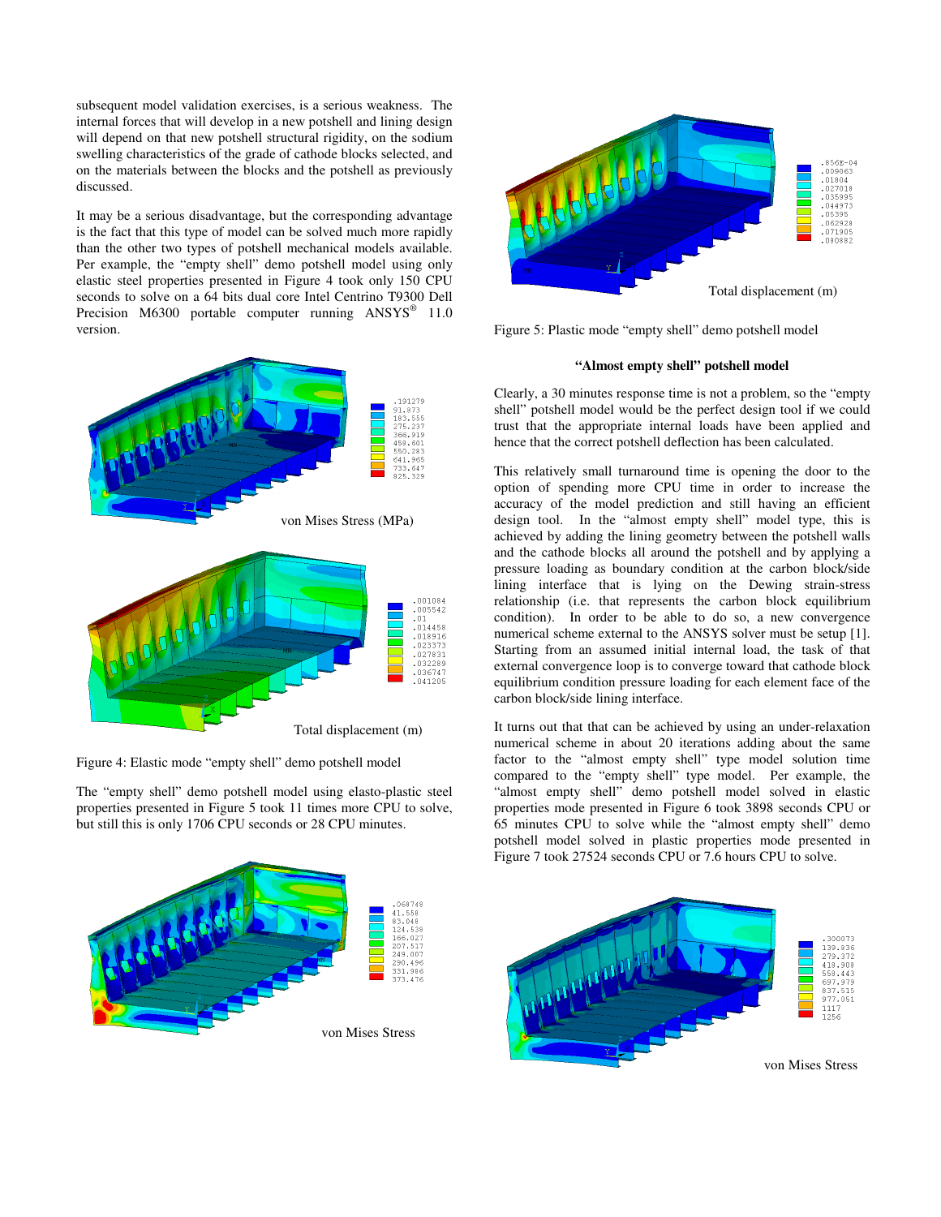subsequent model validation exercises, is a serious weakness. The internal forces that will develop in a new potshell and lining design will depend on that new potshell structural rigidity, on the sodium swelling characteristics of the grade of cathode blocks selected, and on the materials between the blocks and the potshell as previously discussed.

It may be a serious disadvantage, but the corresponding advantage is the fact that this type of model can be solved much more rapidly than the other two types of potshell mechanical models available. Per example, the "empty shell" demo potshell model using only elastic steel properties presented in Figure 4 took only 150 CPU seconds to solve on a 64 bits dual core Intel Centrino T9300 Dell Precision M6300 portable computer running ANSYS® 11.0 version.

von Mises Stress (MPa)

Total displacement (m)

Figure 4: Elastic mode "empty shell" demo potshell model

The "empty shell" demo potshell model using elasto-plastic steel properties presented in Figure 5 took 11 times more CPU to solve, but still this is only 1706 CPU seconds or 28 CPU minutes.

von Mises Stress

Total displacement (m)

Figure 5: Plastic mode "empty shell" demo potshell model

### "Almost empty shell" potshell model

Clearly, a 30 minutes response time is not a problem, so the "empty shell" potshell model would be the perfect design tool if we could trust that the appropriate internal loads have been applied and hence that the correct potshell deflection has been calculated.

This relatively small turnaround time is opening the door to the option of spending more CPU time in order to increase the accuracy of the model prediction and still having an efficient design tool. In the "almost empty shell" model type, this is achieved by adding the lining geometry between the potshell walls and the cathode blocks all around the potshell and by applying a pressure loading as boundary condition at the carbon block/side lining interface that is lying on the Dewing strain-stress relationship (i.e. that represents the carbon block equilibrium condition). In order to be able to do so, a new convergence numerical scheme external to the ANSYS solver must be setup [1]. Starting from an assumed initial internal load, the task of that external convergence loop is to converge toward that cathode block equilibrium condition pressure loading for each element face of the carbon block/side lining interface.

It turns out that that can be achieved by using an under-relaxation numerical scheme in about 20 iterations adding about the same factor to the "almost empty shell" type model solution time compared to the "empty shell" type model. Per example, the "almost empty shell" demo potshell model solved in elastic properties mode presented in Figure 6 took 3898 seconds CPU or 65 minutes CPU to solve while the "almost empty shell" demo potshell model solved in plastic properties mode presented in Figure 7 took 27524 seconds CPU or 7.6 hours CPU to solve.

von Mises Stress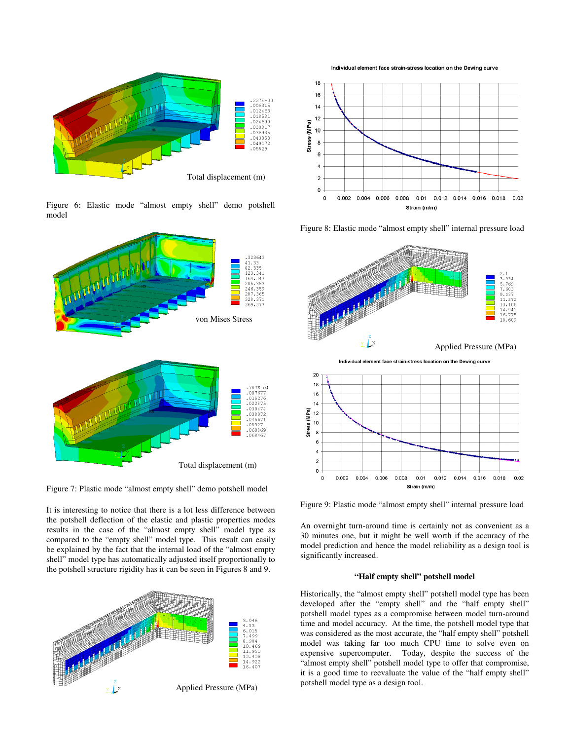Figure 6: Elastic mode "almost empty shell" demo potshell model

Figure 7: Plastic mode "almost empty shell" demo potshell model

It is interesting to notice that there is a lot less difference between the potshell deflection of the elastic and plastic properties modes results in the case of the "almost empty shell" model type as compared to the "empty shell" model type. This result can easily be explained by the fact that the internal load of the "almost empty shell" model type has automatically adjusted itself proportionally to the potshell structure rigidity has it can be seen in Figures 8 and 9.

Figure 8: Elastic mode "almost empty shell" internal pressure load

Figure 9: Plastic mode "almost empty shell" internal pressure load

An overnight turn-around time is certainly not as convenient as a 30 minutes one, but it might be well worth if the accuracy of the model prediction and hence the model reliability as a design tool is significantly increased.

### "Half empty shell" potshell model

Historically, the "almost empty shell" potshell model type has been developed after the "empty shell" and the "half empty shell" potshell model types as a compromise between model turn-around time and model accuracy. At the time, the potshell model type that was considered as the most accurate, the "half empty shell" potshell model was taking far too much CPU time to solve even on expensive supercomputer. Today, despite the success of the "almost empty shell" potshell model type to offer that compromise, it is a good time to reevaluate the value of the "half empty shell" potshell model type as a design tool.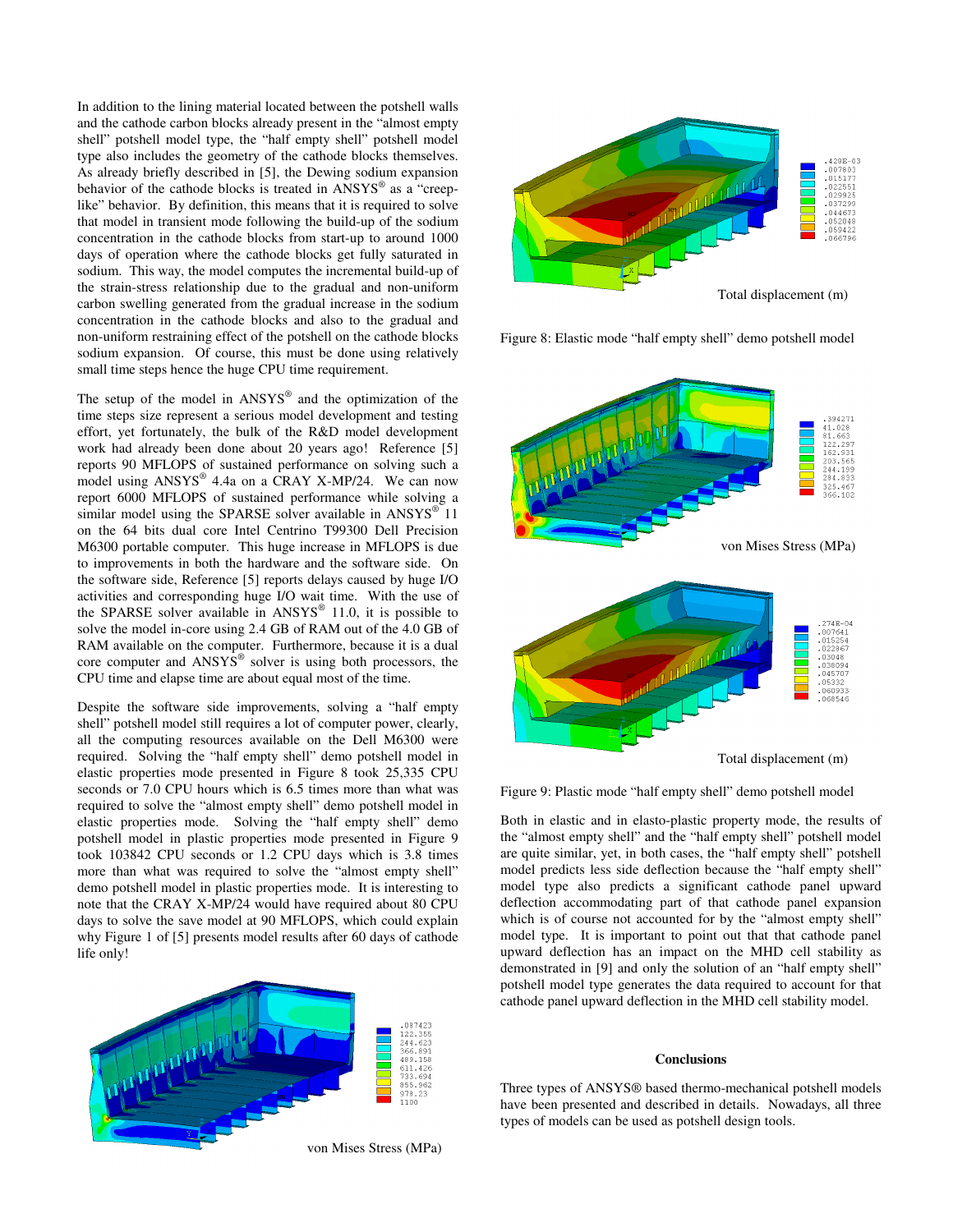In addition to the lining material located between the potshell walls and the cathode carbon blocks already present in the "almost empty shell" potshell model type, the "half empty shell" potshell model type also includes the geometry of the cathode blocks themselves. As already briefly described in [5], the Dewing sodium expansion behavior of the cathode blocks is treated in ANSYS® as a "creep-like" behavior. By definition, this means that it is required to solve that model in transient mode following the build-up of the sodium concentration in the cathode blocks from start-up to around 1000 days of operation where the cathode blocks get fully saturated in sodium. This way, the model computes the incremental build-up of the strain-stress relationship due to the gradual and non-uniform carbon swelling generated from the gradual increase in the sodium concentration in the cathode blocks and also to the gradual and non-uniform restraining effect of the potshell on the cathode blocks sodium expansion. Of course, this must be done using relatively small time steps hence the huge CPU time requirement.

The setup of the model in ANSYS® and the optimization of the time steps size represent a serious model development and testing effort, yet fortunately, the bulk of the R&D model development work had already been done about 20 years ago! Reference [5] reports 90 MFLOPS of sustained performance on solving such a model using ANSYS® 4.4a on a CRAY X-MP/24. We can now report 6000 MFLOPS of sustained performance while solving a similar model using the SPARSE solver available in ANSYS® 11 on the 64 bits dual core Intel Centrino T99300 Dell Precision M6300 portable computer. This huge increase in MFLOPS is due to improvements in both the hardware and the software side. On the software side, Reference [5] reports delays caused by huge I/O activities and corresponding huge I/O wait time. With the use of the SPARSE solver available in ANSYS® 11.0, it is possible to solve the model in-core using 2.4 GB of RAM out of the 4.0 GB of RAM available on the computer. Furthermore, because it is a dual core computer and ANSYS® solver is using both processors, the CPU time and elapse time are about equal most of the time.

Despite the software side improvements, solving a "half empty shell" potshell model still requires a lot of computer power, clearly, all the computing resources available on the Dell M6300 were required. Solving the "half empty shell" demo potshell model in elastic properties mode presented in Figure 8 took 25,335 CPU seconds or 7.0 CPU hours which is 6.5 times more than what was required to solve the "almost empty shell" demo potshell model in elastic properties mode. Solving the "half empty shell" demo potshell model in plastic properties mode presented in Figure 9 took 103842 CPU seconds or 1.2 CPU days which is 3.8 times more than what was required to solve the "almost empty shell" demo potshell model in plastic properties mode. It is interesting to note that the CRAY X-MP/24 would have required about 80 CPU days to solve the save model at 90 MFLOPS, which could explain why Figure 1 of [5] presents model results after 60 days of cathode life only!

von Mises Stress (MPa)

Total displacement (m)

Figure 8: Elastic mode "half empty shell" demo potshell model

von Mises Stress (MPa)

Total displacement (m)

Figure 9: Plastic mode "half empty shell" demo potshell model

Both in elastic and in elasto-plastic property mode, the results of the "almost empty shell" and the "half empty shell" potshell model are quite similar, yet, in both cases, the "half empty shell" potshell model predicts less side deflection because the "half empty shell" model type also predicts a significant cathode panel upward deflection accommodating part of that cathode panel expansion which is of course not accounted for by the "almost empty shell" model type. It is important to point out that that cathode panel upward deflection has an impact on the MHD cell stability as demonstrated in [9] and only the solution of an "half empty shell" potshell model type generates the data required to account for that cathode panel upward deflection in the MHD cell stability model.

## Conclusions

Three types of ANSYS® based thermo-mechanical potshell models have been presented and described in details. Nowadays, all three types of models can be used as potshell design tools.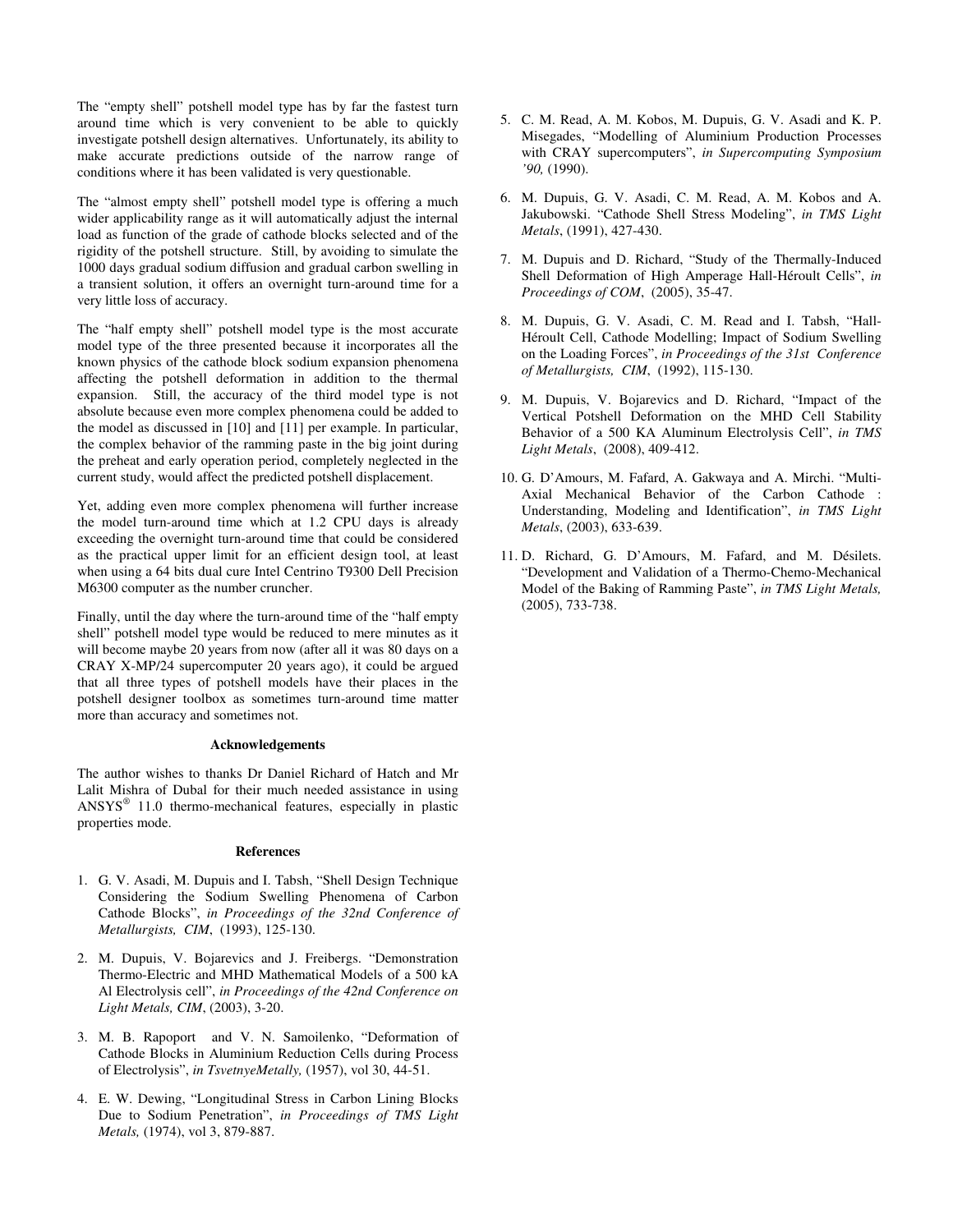The "empty shell" potshell model type has by far the fastest turn around time which is very convenient to be able to quickly investigate potshell design alternatives. Unfortunately, its ability to make accurate predictions outside of the narrow range of conditions where it has been validated is very questionable.

The "almost empty shell" potshell model type is offering a much wider applicability range as it will automatically adjust the internal load as function of the grade of cathode blocks selected and of the rigidity of the potshell structure. Still, by avoiding to simulate the 1000 days gradual sodium diffusion and gradual carbon swelling in a transient solution, it offers an overnight turn-around time for a very little loss of accuracy.

The "half empty shell" potshell model type is the most accurate model type of the three presented because it incorporates all the known physics of the cathode block sodium expansion phenomena affecting the potshell deformation in addition to the thermal expansion. Still, the accuracy of the third model type is not absolute because even more complex phenomena could be added to the model as discussed in [10] and [11] per example. In particular, the complex behavior of the ramming paste in the big joint during the preheat and early operation period, completely neglected in the current study, would affect the predicted potshell displacement.

Yet, adding even more complex phenomena will further increase the model turn-around time which at 1.2 CPU days is already exceeding the overnight turn-around time that could be considered as the practical upper limit for an efficient design tool, at least when using a 64 bits dual cure Intel Centrino T9300 Dell Precision M6300 computer as the number cruncher.

Finally, until the day where the turn-around time of the "half empty shell" potshell model type would be reduced to mere minutes as it will become maybe 20 years from now (after all it was 80 days on a CRAY X-MP/24 supercomputer 20 years ago), it could be argued that all three types of potshell models have their places in the potshell designer toolbox as sometimes turn-around time matter more than accuracy and sometimes not.

## Acknowledgements

The author wishes to thanks Dr Daniel Richard of Hatch and Mr Lalit Mishra of Dubal for their much needed assistance in using ANSYS® 11.0 thermo-mechanical features, especially in plastic properties mode.

## References

1. G. V. Asadi, M. Dupuis and I. Tabsh, "Shell Design Technique Considering the Sodium Swelling Phenomena of Carbon Cathode Blocks", *in Proceedings of the 32nd Conference of Metallurgists, CIM*, (1993), 125-130.
2. M. Dupuis, V. Bojarevics and J. Freibergs. "Demonstration Thermo-Electric and MHD Mathematical Models of a 500 kA Al Electrolysis cell", *in Proceedings of the 42nd Conference on Light Metals, CIM*, (2003), 3-20.
3. M. B. Rapoport and V. N. Samoilenko, "Deformation of Cathode Blocks in Aluminium Reduction Cells during Process of Electrolysis", *in TsvetnyeMetally,* (1957), vol 30, 44-51.
4. E. W. Dewing, "Longitudinal Stress in Carbon Lining Blocks Due to Sodium Penetration", *in Proceedings of TMS Light Metals,* (1974), vol 3, 879-887.
5. C. M. Read, A. M. Kobos, M. Dupuis, G. V. Asadi and K. P. Misegades, "Modelling of Aluminium Production Processes with CRAY supercomputers", *in Supercomputing Symposium '90,* (1990).
6. M. Dupuis, G. V. Asadi, C. M. Read, A. M. Kobos and A. Jakubowski. "Cathode Shell Stress Modeling", *in TMS Light Metals*, (1991), 427-430.
7. M. Dupuis and D. Richard, "Study of the Thermally-Induced Shell Deformation of High Amperage Hall-Héroult Cells", *in Proceedings of COM*, (2005), 35-47.
8. M. Dupuis, G. V. Asadi, C. M. Read and I. Tabsh, "Hall-Héroult Cell, Cathode Modelling; Impact of Sodium Swelling on the Loading Forces", *in Proceedings of the 31st Conference of Metallurgists, CIM*, (1992), 115-130.
9. M. Dupuis, V. Bojarevics and D. Richard, "Impact of the Vertical Potshell Deformation on the MHD Cell Stability Behavior of a 500 KA Aluminum Electrolysis Cell", *in TMS Light Metals*, (2008), 409-412.
10. G. D'Amours, M. Fafard, A. Gakwaya and A. Mirchi. "Multi-Axial Mechanical Behavior of the Carbon Cathode : Understanding, Modeling and Identification", *in TMS Light Metals*, (2003), 633-639.
11. D. Richard, G. D'Amours, M. Fafard, and M. Désilets. "Development and Validation of a Thermo-Chemo-Mechanical Model of the Baking of Ramming Paste", *in TMS Light Metals,* (2005), 733-738.